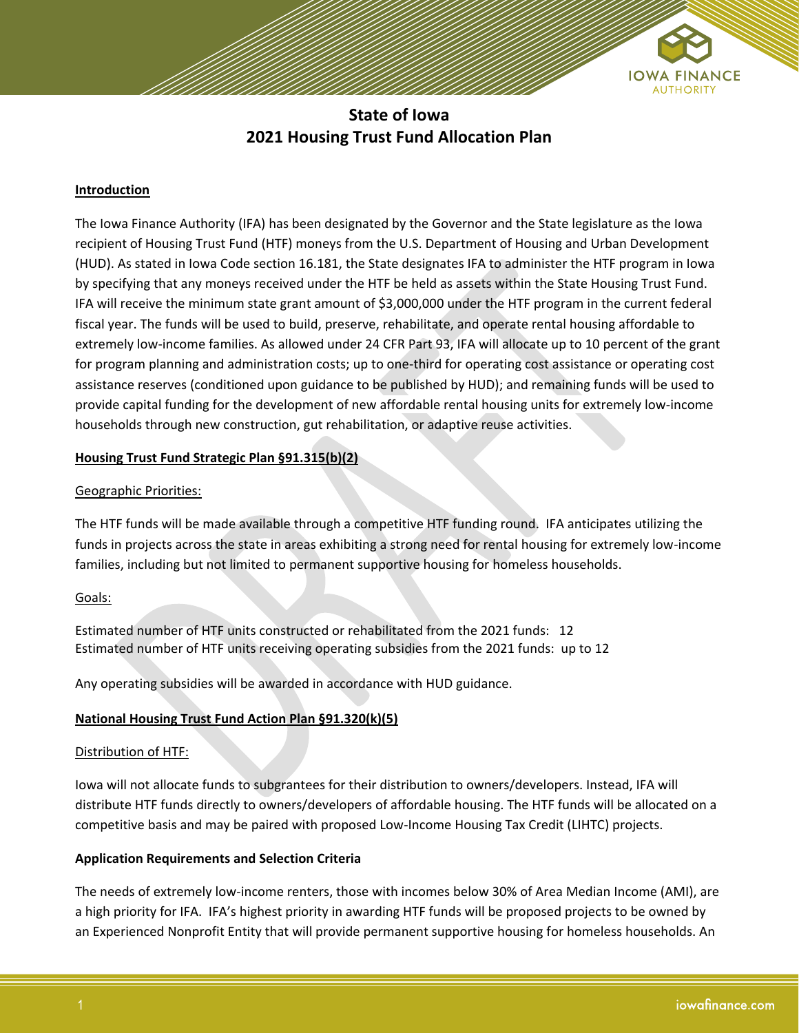# State of Iowa
# 2021 Housing Trust Fund Allocation Plan

**Introduction**

The Iowa Finance Authority (IFA) has been designated by the Governor and the State legislature as the Iowa recipient of Housing Trust Fund (HTF) moneys from the U.S. Department of Housing and Urban Development (HUD). As stated in Iowa Code section 16.181, the State designates IFA to administer the HTF program in Iowa by specifying that any moneys received under the HTF be held as assets within the State Housing Trust Fund. IFA will receive the minimum state grant amount of $3,000,000 under the HTF program in the current federal fiscal year. The funds will be used to build, preserve, rehabilitate, and operate rental housing affordable to extremely low-income families. As allowed under 24 CFR Part 93, IFA will allocate up to 10 percent of the grant for program planning and administration costs; up to one-third for operating cost assistance or operating cost assistance reserves (conditioned upon guidance to be published by HUD); and remaining funds will be used to provide capital funding for the development of new affordable rental housing units for extremely low-income households through new construction, gut rehabilitation, or adaptive reuse activities.

**Housing Trust Fund Strategic Plan §91.315(b)(2)**

Geographic Priorities:

The HTF funds will be made available through a competitive HTF funding round. IFA anticipates utilizing the funds in projects across the state in areas exhibiting a strong need for rental housing for extremely low-income families, including but not limited to permanent supportive housing for homeless households.

Goals:

Estimated number of HTF units constructed or rehabilitated from the 2021 funds: 12
Estimated number of HTF units receiving operating subsidies from the 2021 funds: up to 12

Any operating subsidies will be awarded in accordance with HUD guidance.

**National Housing Trust Fund Action Plan §91.320(k)(5)**

Distribution of HTF:

Iowa will not allocate funds to subgrantees for their distribution to owners/developers. Instead, IFA will distribute HTF funds directly to owners/developers of affordable housing. The HTF funds will be allocated on a competitive basis and may be paired with proposed Low-Income Housing Tax Credit (LIHTC) projects.

**Application Requirements and Selection Criteria**

The needs of extremely low-income renters, those with incomes below 30% of Area Median Income (AMI), are a high priority for IFA. IFA's highest priority in awarding HTF funds will be proposed projects to be owned by an Experienced Nonprofit Entity that will provide permanent supportive housing for homeless households. An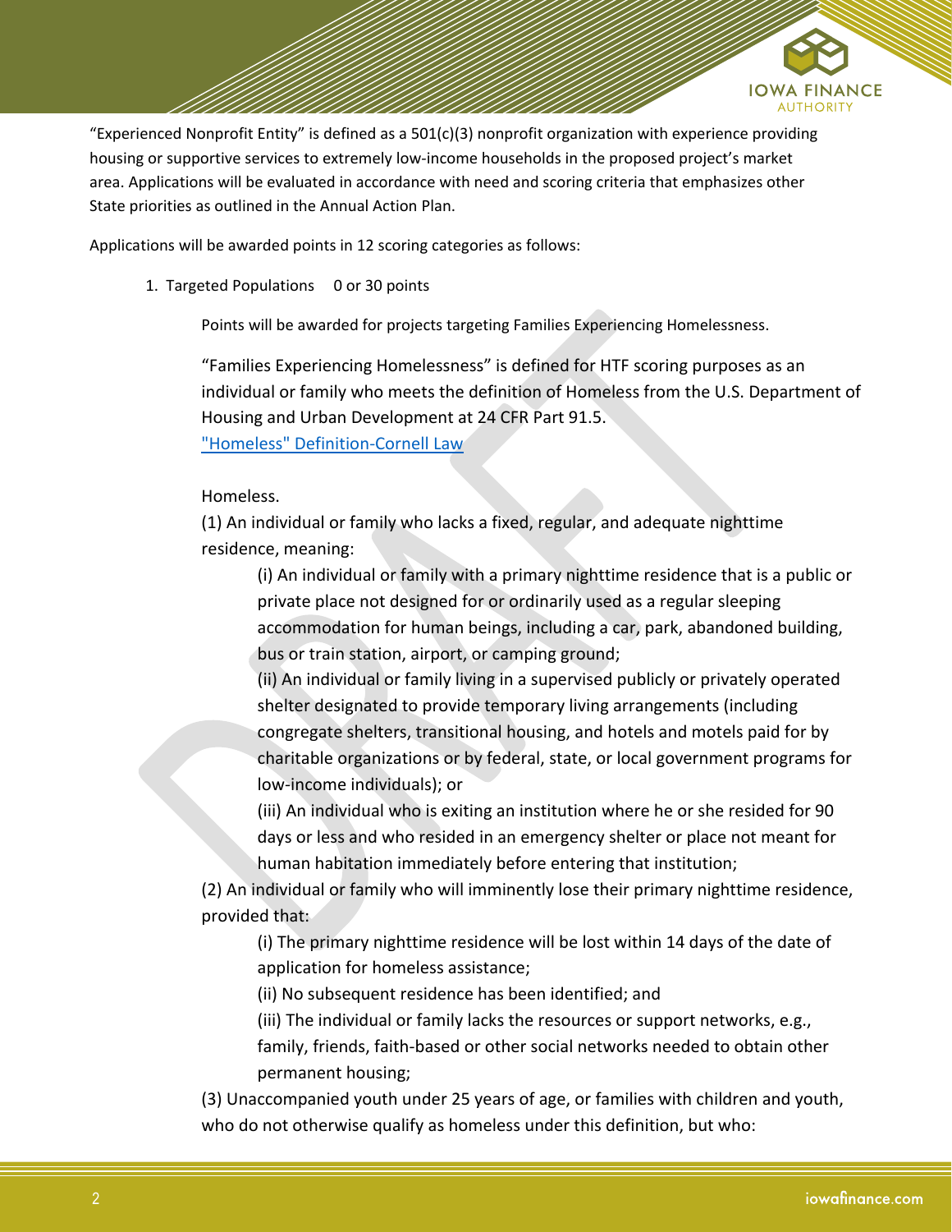"Experienced Nonprofit Entity" is defined as a 501(c)(3) nonprofit organization with experience providing housing or supportive services to extremely low-income households in the proposed project's market area. Applications will be evaluated in accordance with need and scoring criteria that emphasizes other State priorities as outlined in the Annual Action Plan.

Applications will be awarded points in 12 scoring categories as follows:

1. Targeted Populations 0 or 30 points

   Points will be awarded for projects targeting Families Experiencing Homelessness.

   "Families Experiencing Homelessness" is defined for HTF scoring purposes as an individual or family who meets the definition of Homeless from the U.S. Department of Housing and Urban Development at 24 CFR Part 91.5.
   ["Homeless" Definition-Cornell Law]

   Homeless.

   (1) An individual or family who lacks a fixed, regular, and adequate nighttime residence, meaning:

      (i) An individual or family with a primary nighttime residence that is a public or private place not designed for or ordinarily used as a regular sleeping accommodation for human beings, including a car, park, abandoned building, bus or train station, airport, or camping ground;

      (ii) An individual or family living in a supervised publicly or privately operated shelter designated to provide temporary living arrangements (including congregate shelters, transitional housing, and hotels and motels paid for by charitable organizations or by federal, state, or local government programs for low-income individuals); or

      (iii) An individual who is exiting an institution where he or she resided for 90 days or less and who resided in an emergency shelter or place not meant for human habitation immediately before entering that institution;

   (2) An individual or family who will imminently lose their primary nighttime residence, provided that:

      (i) The primary nighttime residence will be lost within 14 days of the date of application for homeless assistance;

      (ii) No subsequent residence has been identified; and

      (iii) The individual or family lacks the resources or support networks, e.g., family, friends, faith-based or other social networks needed to obtain other permanent housing;

   (3) Unaccompanied youth under 25 years of age, or families with children and youth, who do not otherwise qualify as homeless under this definition, but who: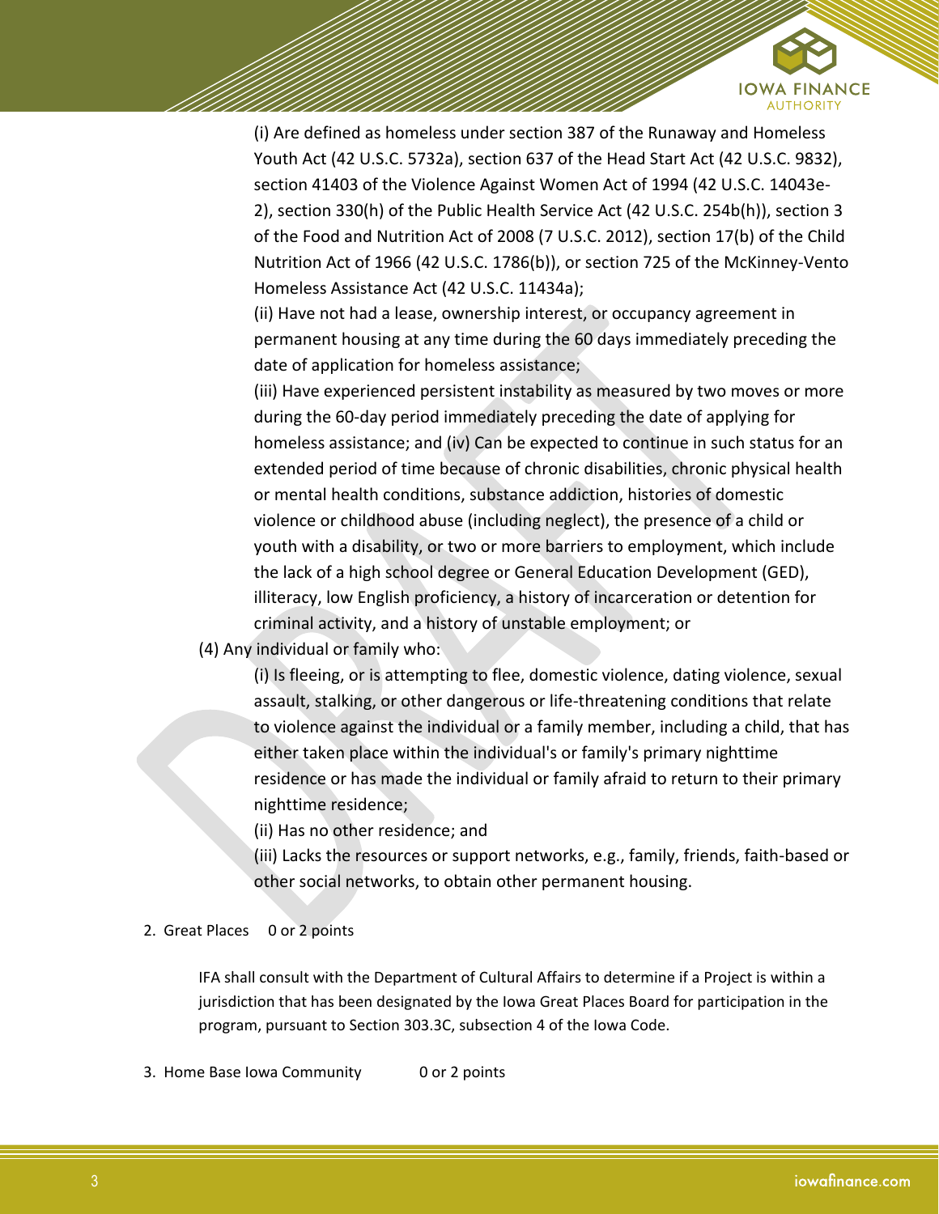(i) Are defined as homeless under section 387 of the Runaway and Homeless Youth Act (42 U.S.C. 5732a), section 637 of the Head Start Act (42 U.S.C. 9832), section 41403 of the Violence Against Women Act of 1994 (42 U.S.C. 14043e-2), section 330(h) of the Public Health Service Act (42 U.S.C. 254b(h)), section 3 of the Food and Nutrition Act of 2008 (7 U.S.C. 2012), section 17(b) of the Child Nutrition Act of 1966 (42 U.S.C. 1786(b)), or section 725 of the McKinney-Vento Homeless Assistance Act (42 U.S.C. 11434a);

(ii) Have not had a lease, ownership interest, or occupancy agreement in permanent housing at any time during the 60 days immediately preceding the date of application for homeless assistance;

(iii) Have experienced persistent instability as measured by two moves or more during the 60-day period immediately preceding the date of applying for homeless assistance; and (iv) Can be expected to continue in such status for an extended period of time because of chronic disabilities, chronic physical health or mental health conditions, substance addiction, histories of domestic violence or childhood abuse (including neglect), the presence of a child or youth with a disability, or two or more barriers to employment, which include the lack of a high school degree or General Education Development (GED), illiteracy, low English proficiency, a history of incarceration or detention for criminal activity, and a history of unstable employment; or

(4) Any individual or family who:

(i) Is fleeing, or is attempting to flee, domestic violence, dating violence, sexual assault, stalking, or other dangerous or life-threatening conditions that relate to violence against the individual or a family member, including a child, that has either taken place within the individual's or family's primary nighttime residence or has made the individual or family afraid to return to their primary nighttime residence;

(ii) Has no other residence; and

(iii) Lacks the resources or support networks, e.g., family, friends, faith-based or other social networks, to obtain other permanent housing.

2. Great Places  0 or 2 points

IFA shall consult with the Department of Cultural Affairs to determine if a Project is within a jurisdiction that has been designated by the Iowa Great Places Board for participation in the program, pursuant to Section 303.3C, subsection 4 of the Iowa Code.

3. Home Base Iowa Community  0 or 2 points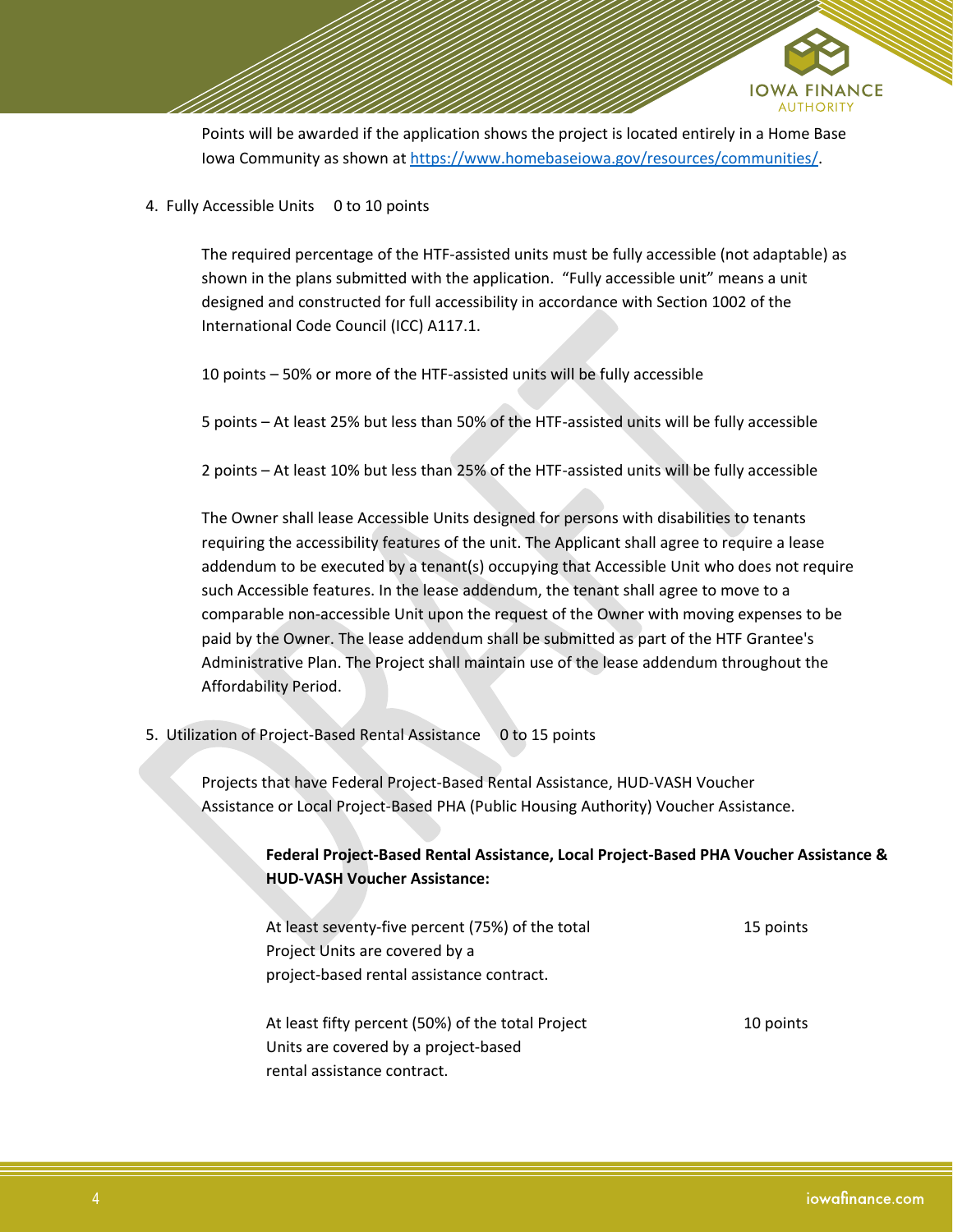Points will be awarded if the application shows the project is located entirely in a Home Base Iowa Community as shown at [https://www.homebaseiowa.gov/resources/communities/](https://www.homebaseiowa.gov/resources/communities/).

4. Fully Accessible Units     0 to 10 points

   The required percentage of the HTF-assisted units must be fully accessible (not adaptable) as shown in the plans submitted with the application. "Fully accessible unit" means a unit designed and constructed for full accessibility in accordance with Section 1002 of the International Code Council (ICC) A117.1.

   10 points – 50% or more of the HTF-assisted units will be fully accessible

   5 points – At least 25% but less than 50% of the HTF-assisted units will be fully accessible

   2 points – At least 10% but less than 25% of the HTF-assisted units will be fully accessible

   The Owner shall lease Accessible Units designed for persons with disabilities to tenants requiring the accessibility features of the unit. The Applicant shall agree to require a lease addendum to be executed by a tenant(s) occupying that Accessible Unit who does not require such Accessible features. In the lease addendum, the tenant shall agree to move to a comparable non-accessible Unit upon the request of the Owner with moving expenses to be paid by the Owner. The lease addendum shall be submitted as part of the HTF Grantee's Administrative Plan. The Project shall maintain use of the lease addendum throughout the Affordability Period.

5. Utilization of Project-Based Rental Assistance     0 to 15 points

   Projects that have Federal Project-Based Rental Assistance, HUD-VASH Voucher Assistance or Local Project-Based PHA (Public Housing Authority) Voucher Assistance.

   **Federal Project-Based Rental Assistance, Local Project-Based PHA Voucher Assistance & HUD-VASH Voucher Assistance:**

   | | |
   |---|---|
   | At least seventy-five percent (75%) of the total Project Units are covered by a project-based rental assistance contract. | 15 points |
   | At least fifty percent (50%) of the total Project Units are covered by a project-based rental assistance contract. | 10 points |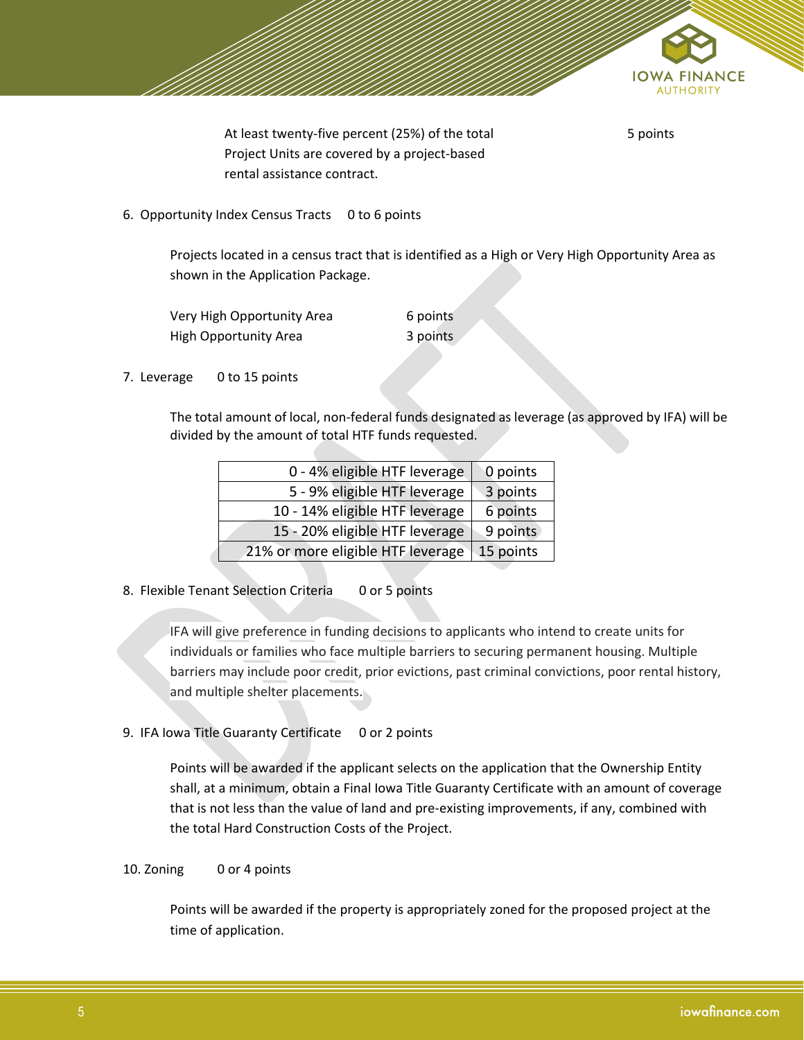At least twenty-five percent (25%) of the total Project Units are covered by a project-based rental assistance contract. 5 points

6. Opportunity Index Census Tracts 0 to 6 points

   Projects located in a census tract that is identified as a High or Very High Opportunity Area as shown in the Application Package.

   Very High Opportunity Area 6 points
   High Opportunity Area 3 points

7. Leverage 0 to 15 points

   The total amount of local, non-federal funds designated as leverage (as approved by IFA) will be divided by the amount of total HTF funds requested.

| Leverage | Points |
|---|---|
| 0 - 4% eligible HTF leverage | 0 points |
| 5 - 9% eligible HTF leverage | 3 points |
| 10 - 14% eligible HTF leverage | 6 points |
| 15 - 20% eligible HTF leverage | 9 points |
| 21% or more eligible HTF leverage | 15 points |

8. Flexible Tenant Selection Criteria 0 or 5 points

   IFA will give preference in funding decisions to applicants who intend to create units for individuals or families who face multiple barriers to securing permanent housing. Multiple barriers may include poor credit, prior evictions, past criminal convictions, poor rental history, and multiple shelter placements.

9. IFA Iowa Title Guaranty Certificate 0 or 2 points

   Points will be awarded if the applicant selects on the application that the Ownership Entity shall, at a minimum, obtain a Final Iowa Title Guaranty Certificate with an amount of coverage that is not less than the value of land and pre-existing improvements, if any, combined with the total Hard Construction Costs of the Project.

10. Zoning 0 or 4 points

    Points will be awarded if the property is appropriately zoned for the proposed project at the time of application.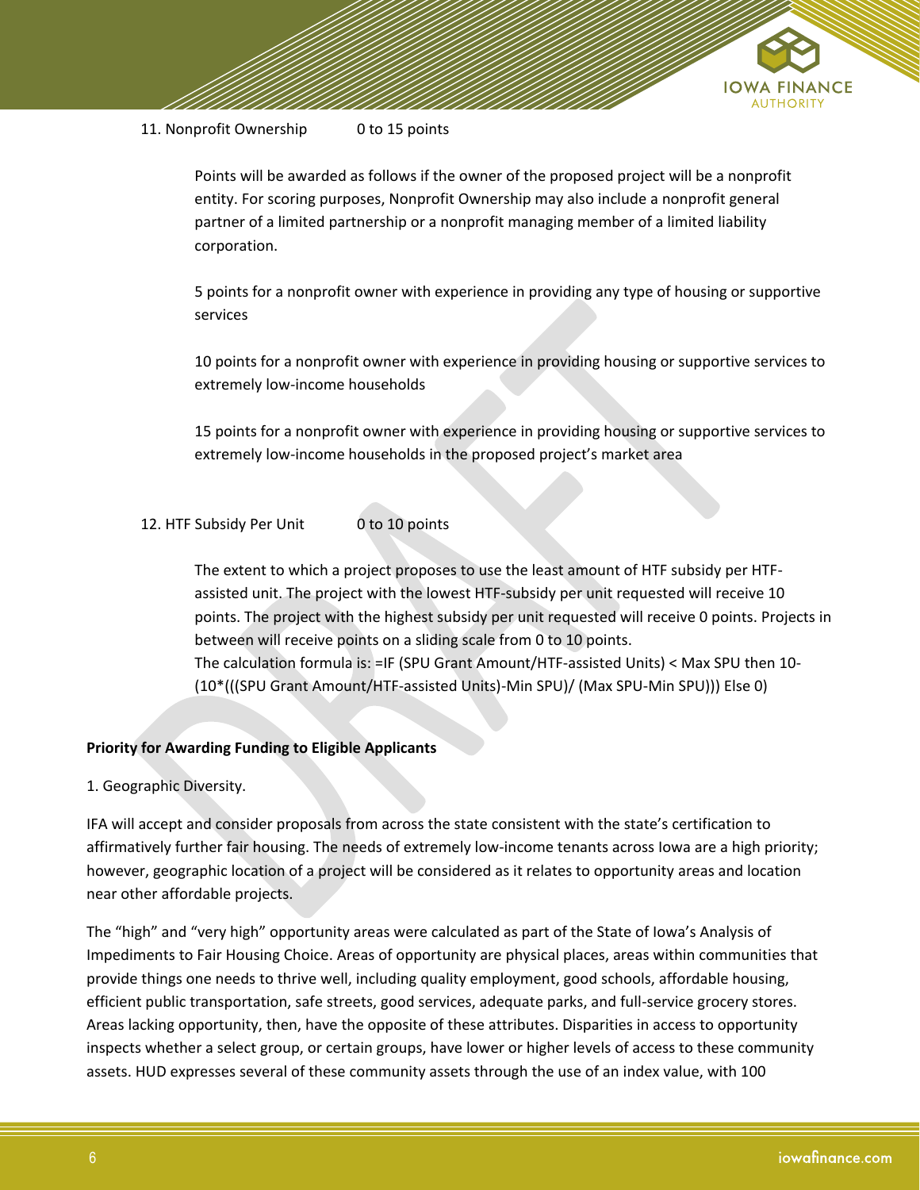11. Nonprofit Ownership 0 to 15 points

Points will be awarded as follows if the owner of the proposed project will be a nonprofit entity. For scoring purposes, Nonprofit Ownership may also include a nonprofit general partner of a limited partnership or a nonprofit managing member of a limited liability corporation.

5 points for a nonprofit owner with experience in providing any type of housing or supportive services

10 points for a nonprofit owner with experience in providing housing or supportive services to extremely low-income households

15 points for a nonprofit owner with experience in providing housing or supportive services to extremely low-income households in the proposed project's market area

12. HTF Subsidy Per Unit 0 to 10 points

The extent to which a project proposes to use the least amount of HTF subsidy per HTF-assisted unit. The project with the lowest HTF-subsidy per unit requested will receive 10 points. The project with the highest subsidy per unit requested will receive 0 points. Projects in between will receive points on a sliding scale from 0 to 10 points.
The calculation formula is: =IF (SPU Grant Amount/HTF-assisted Units) < Max SPU then 10-(10*(((SPU Grant Amount/HTF-assisted Units)-Min SPU)/ (Max SPU-Min SPU))) Else 0)

**Priority for Awarding Funding to Eligible Applicants**

1. Geographic Diversity.

IFA will accept and consider proposals from across the state consistent with the state's certification to affirmatively further fair housing. The needs of extremely low-income tenants across Iowa are a high priority; however, geographic location of a project will be considered as it relates to opportunity areas and location near other affordable projects.

The "high" and "very high" opportunity areas were calculated as part of the State of Iowa's Analysis of Impediments to Fair Housing Choice. Areas of opportunity are physical places, areas within communities that provide things one needs to thrive well, including quality employment, good schools, affordable housing, efficient public transportation, safe streets, good services, adequate parks, and full-service grocery stores. Areas lacking opportunity, then, have the opposite of these attributes. Disparities in access to opportunity inspects whether a select group, or certain groups, have lower or higher levels of access to these community assets. HUD expresses several of these community assets through the use of an index value, with 100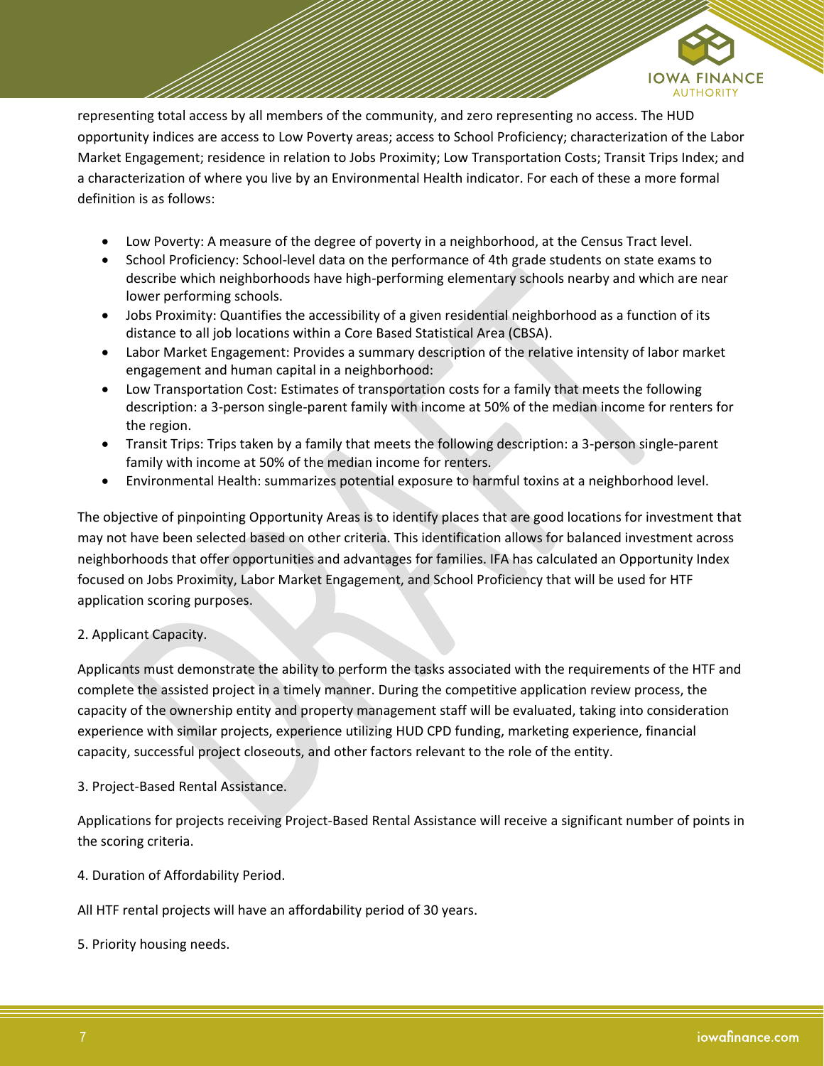representing total access by all members of the community, and zero representing no access. The HUD opportunity indices are access to Low Poverty areas; access to School Proficiency; characterization of the Labor Market Engagement; residence in relation to Jobs Proximity; Low Transportation Costs; Transit Trips Index; and a characterization of where you live by an Environmental Health indicator. For each of these a more formal definition is as follows:

- Low Poverty: A measure of the degree of poverty in a neighborhood, at the Census Tract level.
- School Proficiency: School-level data on the performance of 4th grade students on state exams to describe which neighborhoods have high-performing elementary schools nearby and which are near lower performing schools.
- Jobs Proximity: Quantifies the accessibility of a given residential neighborhood as a function of its distance to all job locations within a Core Based Statistical Area (CBSA).
- Labor Market Engagement: Provides a summary description of the relative intensity of labor market engagement and human capital in a neighborhood:
- Low Transportation Cost: Estimates of transportation costs for a family that meets the following description: a 3-person single-parent family with income at 50% of the median income for renters for the region.
- Transit Trips: Trips taken by a family that meets the following description: a 3-person single-parent family with income at 50% of the median income for renters.
- Environmental Health: summarizes potential exposure to harmful toxins at a neighborhood level.

The objective of pinpointing Opportunity Areas is to identify places that are good locations for investment that may not have been selected based on other criteria. This identification allows for balanced investment across neighborhoods that offer opportunities and advantages for families. IFA has calculated an Opportunity Index focused on Jobs Proximity, Labor Market Engagement, and School Proficiency that will be used for HTF application scoring purposes.

2. Applicant Capacity.

Applicants must demonstrate the ability to perform the tasks associated with the requirements of the HTF and complete the assisted project in a timely manner. During the competitive application review process, the capacity of the ownership entity and property management staff will be evaluated, taking into consideration experience with similar projects, experience utilizing HUD CPD funding, marketing experience, financial capacity, successful project closeouts, and other factors relevant to the role of the entity.

3. Project-Based Rental Assistance.

Applications for projects receiving Project-Based Rental Assistance will receive a significant number of points in the scoring criteria.

4. Duration of Affordability Period.

All HTF rental projects will have an affordability period of 30 years.

5. Priority housing needs.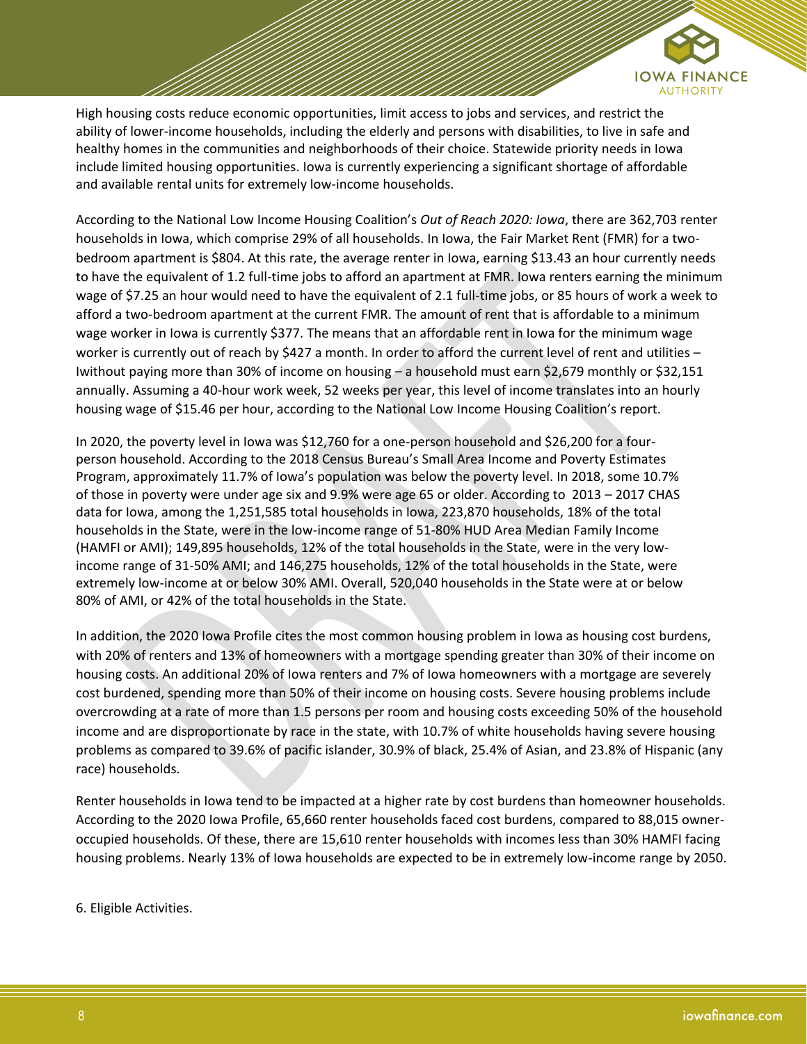High housing costs reduce economic opportunities, limit access to jobs and services, and restrict the ability of lower-income households, including the elderly and persons with disabilities, to live in safe and healthy homes in the communities and neighborhoods of their choice. Statewide priority needs in Iowa include limited housing opportunities. Iowa is currently experiencing a significant shortage of affordable and available rental units for extremely low-income households.

According to the National Low Income Housing Coalition's *Out of Reach 2020: Iowa*, there are 362,703 renter households in Iowa, which comprise 29% of all households. In Iowa, the Fair Market Rent (FMR) for a two-bedroom apartment is $804. At this rate, the average renter in Iowa, earning $13.43 an hour currently needs to have the equivalent of 1.2 full-time jobs to afford an apartment at FMR. Iowa renters earning the minimum wage of $7.25 an hour would need to have the equivalent of 2.1 full-time jobs, or 85 hours of work a week to afford a two-bedroom apartment at the current FMR. The amount of rent that is affordable to a minimum wage worker in Iowa is currently $377. The means that an affordable rent in Iowa for the minimum wage worker is currently out of reach by $427 a month. In order to afford the current level of rent and utilities – Iwithout paying more than 30% of income on housing – a household must earn $2,679 monthly or $32,151 annually. Assuming a 40-hour work week, 52 weeks per year, this level of income translates into an hourly housing wage of $15.46 per hour, according to the National Low Income Housing Coalition's report.

In 2020, the poverty level in Iowa was $12,760 for a one-person household and $26,200 for a four-person household. According to the 2018 Census Bureau's Small Area Income and Poverty Estimates Program, approximately 11.7% of Iowa's population was below the poverty level. In 2018, some 10.7% of those in poverty were under age six and 9.9% were age 65 or older. According to 2013 – 2017 CHAS data for Iowa, among the 1,251,585 total households in Iowa, 223,870 households, 18% of the total households in the State, were in the low-income range of 51-80% HUD Area Median Family Income (HAMFI or AMI); 149,895 households, 12% of the total households in the State, were in the very low-income range of 31-50% AMI; and 146,275 households, 12% of the total households in the State, were extremely low-income at or below 30% AMI. Overall, 520,040 households in the State were at or below 80% of AMI, or 42% of the total households in the State.

In addition, the 2020 Iowa Profile cites the most common housing problem in Iowa as housing cost burdens, with 20% of renters and 13% of homeowners with a mortgage spending greater than 30% of their income on housing costs. An additional 20% of Iowa renters and 7% of Iowa homeowners with a mortgage are severely cost burdened, spending more than 50% of their income on housing costs. Severe housing problems include overcrowding at a rate of more than 1.5 persons per room and housing costs exceeding 50% of the household income and are disproportionate by race in the state, with 10.7% of white households having severe housing problems as compared to 39.6% of pacific islander, 30.9% of black, 25.4% of Asian, and 23.8% of Hispanic (any race) households.

Renter households in Iowa tend to be impacted at a higher rate by cost burdens than homeowner households. According to the 2020 Iowa Profile, 65,660 renter households faced cost burdens, compared to 88,015 owner-occupied households. Of these, there are 15,610 renter households with incomes less than 30% HAMFI facing housing problems. Nearly 13% of Iowa households are expected to be in extremely low-income range by 2050.

6. Eligible Activities.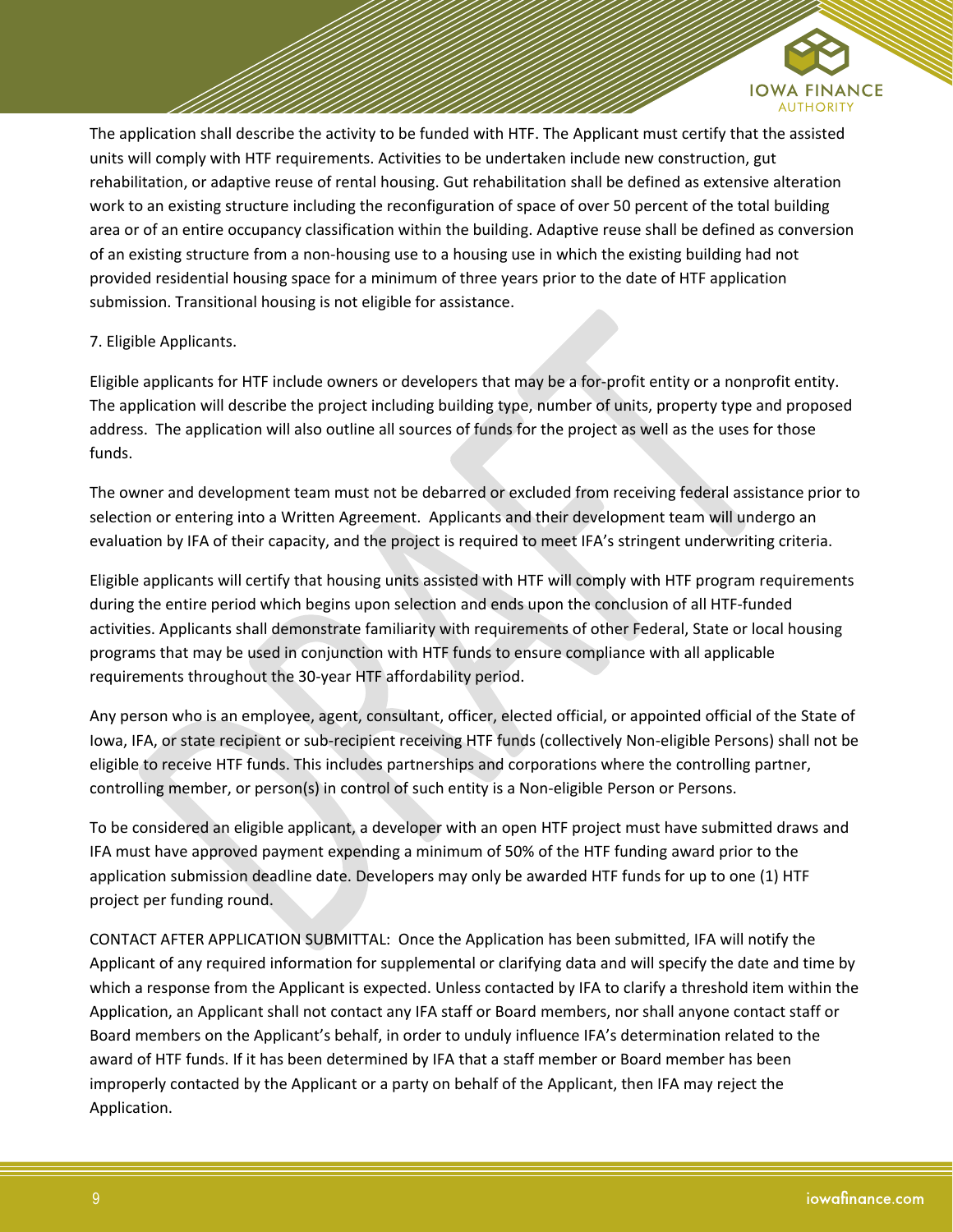The application shall describe the activity to be funded with HTF. The Applicant must certify that the assisted units will comply with HTF requirements. Activities to be undertaken include new construction, gut rehabilitation, or adaptive reuse of rental housing. Gut rehabilitation shall be defined as extensive alteration work to an existing structure including the reconfiguration of space of over 50 percent of the total building area or of an entire occupancy classification within the building. Adaptive reuse shall be defined as conversion of an existing structure from a non-housing use to a housing use in which the existing building had not provided residential housing space for a minimum of three years prior to the date of HTF application submission. Transitional housing is not eligible for assistance.

7. Eligible Applicants.

Eligible applicants for HTF include owners or developers that may be a for-profit entity or a nonprofit entity. The application will describe the project including building type, number of units, property type and proposed address. The application will also outline all sources of funds for the project as well as the uses for those funds.

The owner and development team must not be debarred or excluded from receiving federal assistance prior to selection or entering into a Written Agreement. Applicants and their development team will undergo an evaluation by IFA of their capacity, and the project is required to meet IFA's stringent underwriting criteria.

Eligible applicants will certify that housing units assisted with HTF will comply with HTF program requirements during the entire period which begins upon selection and ends upon the conclusion of all HTF-funded activities. Applicants shall demonstrate familiarity with requirements of other Federal, State or local housing programs that may be used in conjunction with HTF funds to ensure compliance with all applicable requirements throughout the 30-year HTF affordability period.

Any person who is an employee, agent, consultant, officer, elected official, or appointed official of the State of Iowa, IFA, or state recipient or sub-recipient receiving HTF funds (collectively Non-eligible Persons) shall not be eligible to receive HTF funds. This includes partnerships and corporations where the controlling partner, controlling member, or person(s) in control of such entity is a Non-eligible Person or Persons.

To be considered an eligible applicant, a developer with an open HTF project must have submitted draws and IFA must have approved payment expending a minimum of 50% of the HTF funding award prior to the application submission deadline date. Developers may only be awarded HTF funds for up to one (1) HTF project per funding round.

CONTACT AFTER APPLICATION SUBMITTAL: Once the Application has been submitted, IFA will notify the Applicant of any required information for supplemental or clarifying data and will specify the date and time by which a response from the Applicant is expected. Unless contacted by IFA to clarify a threshold item within the Application, an Applicant shall not contact any IFA staff or Board members, nor shall anyone contact staff or Board members on the Applicant's behalf, in order to unduly influence IFA's determination related to the award of HTF funds. If it has been determined by IFA that a staff member or Board member has been improperly contacted by the Applicant or a party on behalf of the Applicant, then IFA may reject the Application.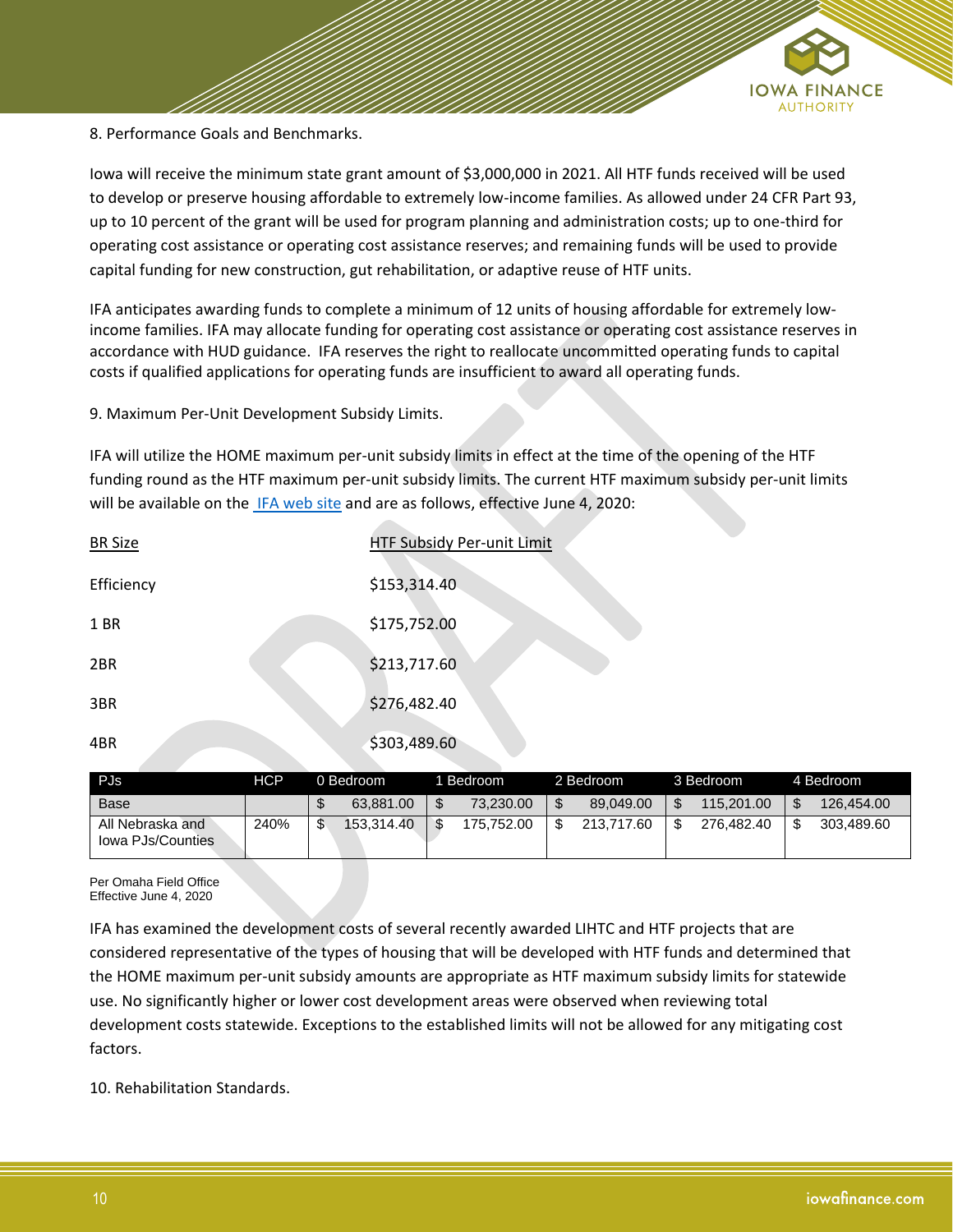8. Performance Goals and Benchmarks.

Iowa will receive the minimum state grant amount of $3,000,000 in 2021. All HTF funds received will be used to develop or preserve housing affordable to extremely low-income families. As allowed under 24 CFR Part 93, up to 10 percent of the grant will be used for program planning and administration costs; up to one-third for operating cost assistance or operating cost assistance reserves; and remaining funds will be used to provide capital funding for new construction, gut rehabilitation, or adaptive reuse of HTF units.

IFA anticipates awarding funds to complete a minimum of 12 units of housing affordable for extremely low-income families. IFA may allocate funding for operating cost assistance or operating cost assistance reserves in accordance with HUD guidance. IFA reserves the right to reallocate uncommitted operating funds to capital costs if qualified applications for operating funds are insufficient to award all operating funds.

9. Maximum Per-Unit Development Subsidy Limits.

IFA will utilize the HOME maximum per-unit subsidy limits in effect at the time of the opening of the HTF funding round as the HTF maximum per-unit subsidy limits. The current HTF maximum subsidy per-unit limits will be available on the IFA web site and are as follows, effective June 4, 2020:

| BR Size | HTF Subsidy Per-unit Limit |
|---|---|
| Efficiency | $153,314.40 |
| 1 BR | $175,752.00 |
| 2BR | $213,717.60 |
| 3BR | $276,482.40 |
| 4BR | $303,489.60 |

| PJs | HCP | 0 Bedroom | 1 Bedroom | 2 Bedroom | 3 Bedroom | 4 Bedroom |
|---|---|---|---|---|---|---|
| Base | | $ 63,881.00 | $ 73,230.00 | $ 89,049.00 | $ 115,201.00 | $ 126,454.00 |
| All Nebraska and Iowa PJs/Counties | 240% | $ 153,314.40 | $ 175,752.00 | $ 213,717.60 | $ 276,482.40 | $ 303,489.60 |

Per Omaha Field Office
Effective June 4, 2020

IFA has examined the development costs of several recently awarded LIHTC and HTF projects that are considered representative of the types of housing that will be developed with HTF funds and determined that the HOME maximum per-unit subsidy amounts are appropriate as HTF maximum subsidy limits for statewide use. No significantly higher or lower cost development areas were observed when reviewing total development costs statewide. Exceptions to the established limits will not be allowed for any mitigating cost factors.

10. Rehabilitation Standards.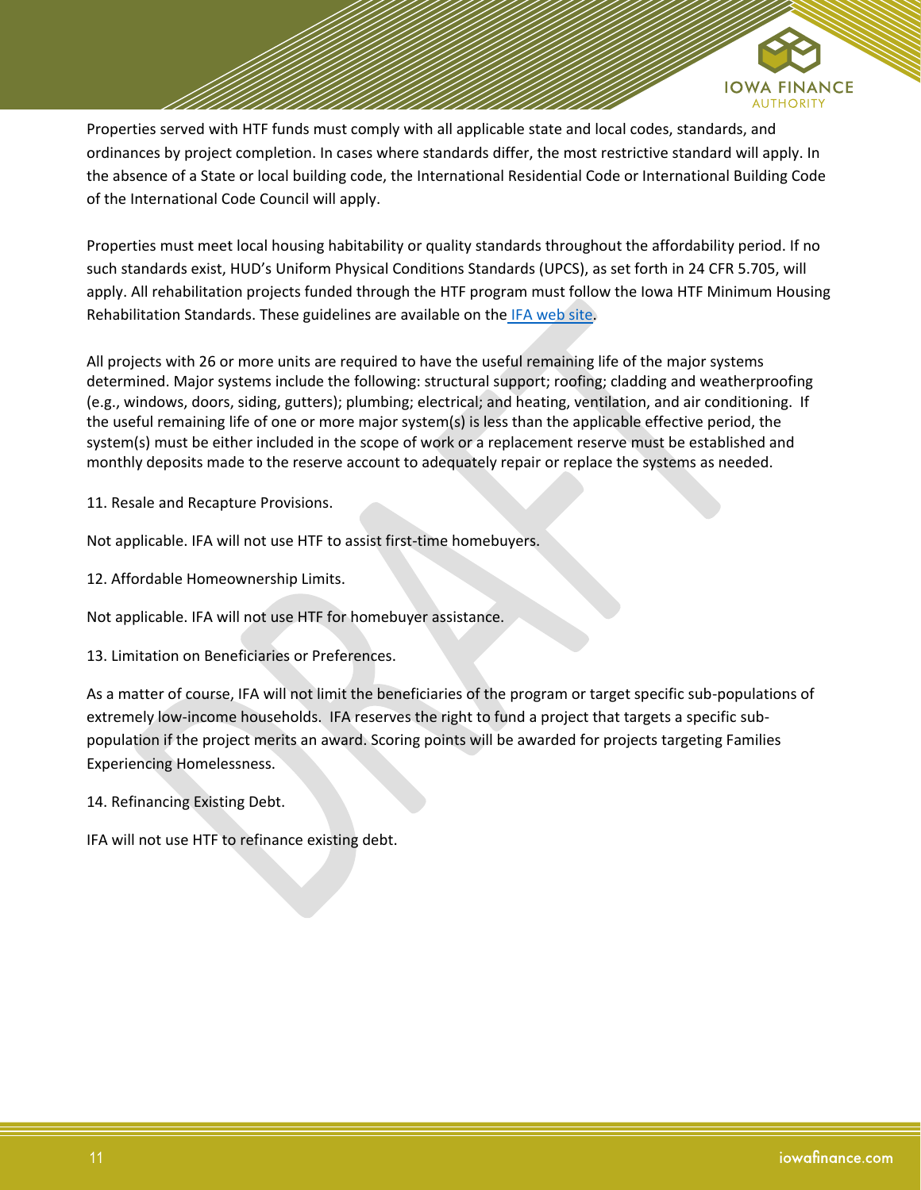Properties served with HTF funds must comply with all applicable state and local codes, standards, and ordinances by project completion. In cases where standards differ, the most restrictive standard will apply. In the absence of a State or local building code, the International Residential Code or International Building Code of the International Code Council will apply.

Properties must meet local housing habitability or quality standards throughout the affordability period. If no such standards exist, HUD's Uniform Physical Conditions Standards (UPCS), as set forth in 24 CFR 5.705, will apply. All rehabilitation projects funded through the HTF program must follow the Iowa HTF Minimum Housing Rehabilitation Standards. These guidelines are available on the IFA web site.

All projects with 26 or more units are required to have the useful remaining life of the major systems determined. Major systems include the following: structural support; roofing; cladding and weatherproofing (e.g., windows, doors, siding, gutters); plumbing; electrical; and heating, ventilation, and air conditioning. If the useful remaining life of one or more major system(s) is less than the applicable effective period, the system(s) must be either included in the scope of work or a replacement reserve must be established and monthly deposits made to the reserve account to adequately repair or replace the systems as needed.

11. Resale and Recapture Provisions.

Not applicable. IFA will not use HTF to assist first-time homebuyers.

12. Affordable Homeownership Limits.

Not applicable. IFA will not use HTF for homebuyer assistance.

13. Limitation on Beneficiaries or Preferences.

As a matter of course, IFA will not limit the beneficiaries of the program or target specific sub-populations of extremely low-income households. IFA reserves the right to fund a project that targets a specific sub-population if the project merits an award. Scoring points will be awarded for projects targeting Families Experiencing Homelessness.

14. Refinancing Existing Debt.

IFA will not use HTF to refinance existing debt.